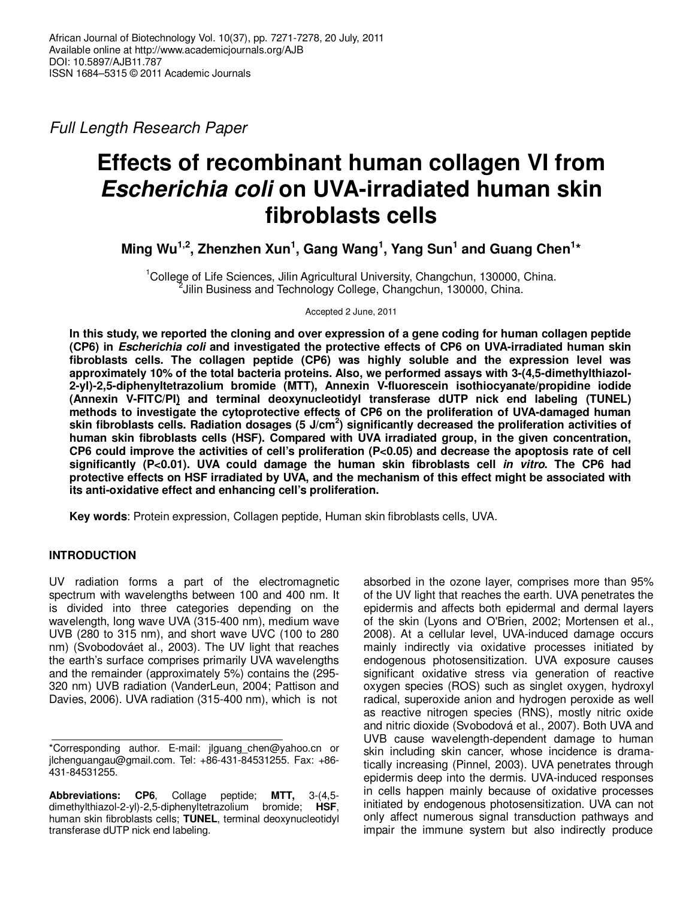African Journal of Biotechnology Vol. 10(37), pp. 7271-7278, 20 July, 2011
Available online at http://www.academicjournals.org/AJB
DOI: 10.5897/AJB11.787
ISSN 1684–5315 © 2011 Academic Journals

*Full Length Research Paper*

# Effects of recombinant human collagen VI from *Escherichia coli* on UVA-irradiated human skin fibroblasts cells

**Ming Wu[1,2], Zhenzhen Xun[1], Gang Wang[1], Yang Sun[1] and Guang Chen[1]\***

[1]College of Life Sciences, Jilin Agricultural University, Changchun, 130000, China.
[2]Jilin Business and Technology College, Changchun, 130000, China.

Accepted 2 June, 2011

**In this study, we reported the cloning and over expression of a gene coding for human collagen peptide (CP6) in *Escherichia coli* and investigated the protective effects of CP6 on UVA-irradiated human skin fibroblasts cells. The collagen peptide (CP6) was highly soluble and the expression level was approximately 10% of the total bacteria proteins. Also, we performed assays with 3-(4,5-dimethylthiazol-2-yl)-2,5-diphenyltetrazolium bromide (MTT), Annexin V-fluorescein isothiocyanate/propidine iodide (Annexin V-FITC/PI) and terminal deoxynucleotidyl transferase dUTP nick end labeling (TUNEL) methods to investigate the cytoprotective effects of CP6 on the proliferation of UVA-damaged human skin fibroblasts cells. Radiation dosages (5 J/cm$^2$) significantly decreased the proliferation activities of human skin fibroblasts cells (HSF). Compared with UVA irradiated group, in the given concentration, CP6 could improve the activities of cell's proliferation ($P<0.05$) and decrease the apoptosis rate of cell significantly ($P<0.01$). UVA could damage the human skin fibroblasts cell *in vitro*. The CP6 had protective effects on HSF irradiated by UVA, and the mechanism of this effect might be associated with its anti-oxidative effect and enhancing cell's proliferation.**

**Key words**: Protein expression, Collagen peptide, Human skin fibroblasts cells, UVA.

## INTRODUCTION

UV radiation forms a part of the electromagnetic spectrum with wavelengths between 100 and 400 nm. It is divided into three categories depending on the wavelength, long wave UVA (315-400 nm), medium wave UVB (280 to 315 nm), and short wave UVC (100 to 280 nm) (Svobodováet al., 2003). The UV light that reaches the earth's surface comprises primarily UVA wavelengths and the remainder (approximately 5%) contains the (295-320 nm) UVB radiation (VanderLeun, 2004; Pattison and Davies, 2006). UVA radiation (315-400 nm), which is not absorbed in the ozone layer, comprises more than 95% of the UV light that reaches the earth. UVA penetrates the epidermis and affects both epidermal and dermal layers of the skin (Lyons and O'Brien, 2002; Mortensen et al., 2008). At a cellular level, UVA-induced damage occurs mainly indirectly via oxidative processes initiated by endogenous photosensitization. UVA exposure causes significant oxidative stress via generation of reactive oxygen species (ROS) such as singlet oxygen, hydroxyl radical, superoxide anion and hydrogen peroxide as well as reactive nitrogen species (RNS), mostly nitric oxide and nitric dioxide (Svobodová et al., 2007). Both UVA and UVB cause wavelength-dependent damage to human skin including skin cancer, whose incidence is dramatically increasing (Pinnel, 2003). UVA penetrates through epidermis deep into the dermis. UVA-induced responses in cells happen mainly because of oxidative processes initiated by endogenous photosensitization. UVA can not only affect numerous signal transduction pathways and impair the immune system but also indirectly produce

\*Corresponding author. E-mail: jlguang_chen@yahoo.cn or jlchenguangau@gmail.com. Tel: +86-431-84531255. Fax: +86-431-84531255.

**Abbreviations: CP6**, Collage peptide; **MTT,** 3-(4,5-dimethylthiazol-2-yl)-2,5-diphenyltetrazolium bromide; **HSF**, human skin fibroblasts cells; **TUNEL**, terminal deoxynucleotidyl transferase dUTP nick end labeling.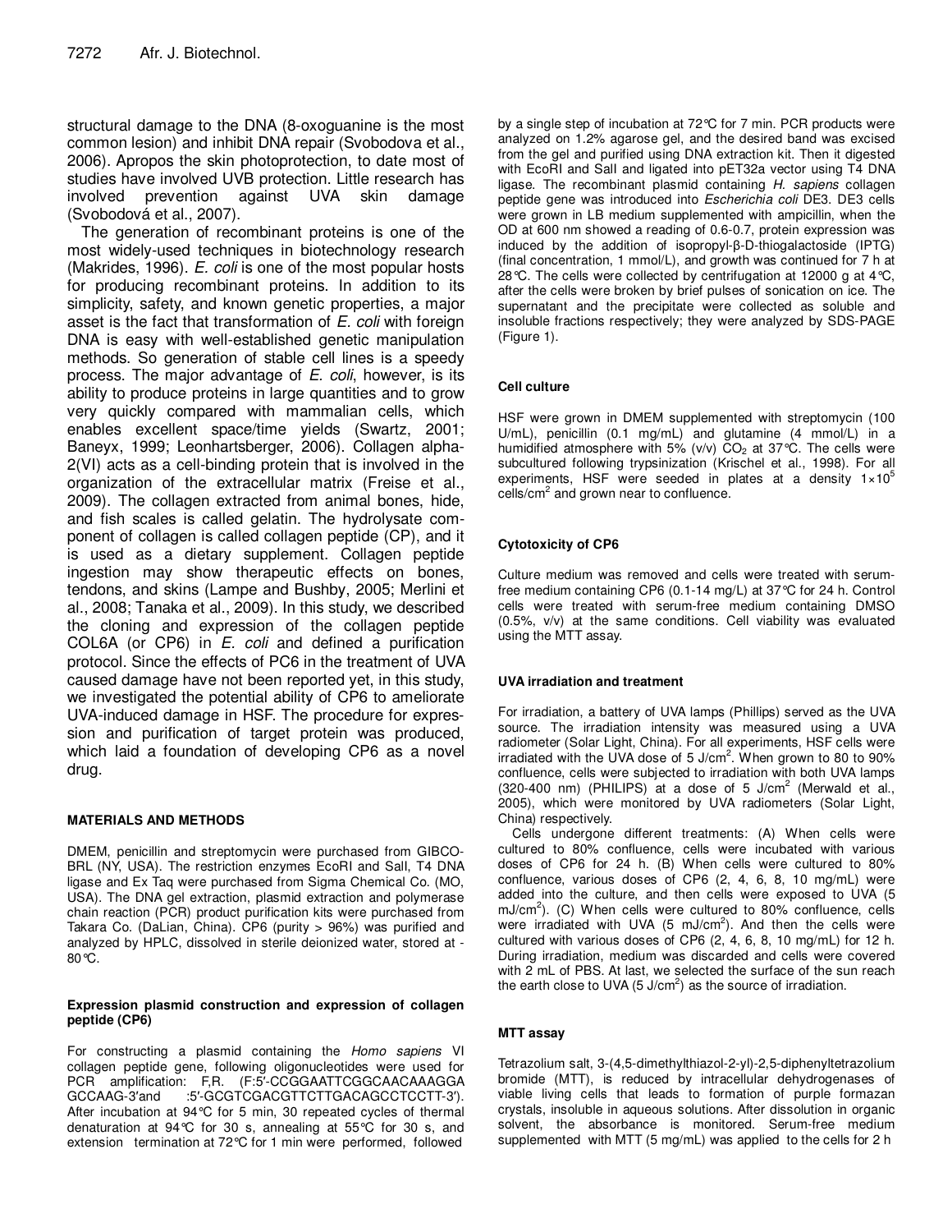structural damage to the DNA (8-oxoguanine is the most common lesion) and inhibit DNA repair (Svobodova et al., 2006). Apropos the skin photoprotection, to date most of studies have involved UVB protection. Little research has involved prevention against UVA skin damage (Svobodová et al., 2007).

The generation of recombinant proteins is one of the most widely-used techniques in biotechnology research (Makrides, 1996). *E. coli* is one of the most popular hosts for producing recombinant proteins. In addition to its simplicity, safety, and known genetic properties, a major asset is the fact that transformation of *E. coli* with foreign DNA is easy with well-established genetic manipulation methods. So generation of stable cell lines is a speedy process. The major advantage of *E. coli*, however, is its ability to produce proteins in large quantities and to grow very quickly compared with mammalian cells, which enables excellent space/time yields (Swartz, 2001; Baneyx, 1999; Leonhartsberger, 2006). Collagen alpha-2(VI) acts as a cell-binding protein that is involved in the organization of the extracellular matrix (Freise et al., 2009). The collagen extracted from animal bones, hide, and fish scales is called gelatin. The hydrolysate component of collagen is called collagen peptide (CP), and it is used as a dietary supplement. Collagen peptide ingestion may show therapeutic effects on bones, tendons, and skins (Lampe and Bushby, 2005; Merlini et al., 2008; Tanaka et al., 2009). In this study, we described the cloning and expression of the collagen peptide COL6A (or CP6) in *E. coli* and defined a purification protocol. Since the effects of PC6 in the treatment of UVA caused damage have not been reported yet, in this study, we investigated the potential ability of CP6 to ameliorate UVA-induced damage in HSF. The procedure for expression and purification of target protein was produced, which laid a foundation of developing CP6 as a novel drug.

## MATERIALS AND METHODS

DMEM, penicillin and streptomycin were purchased from GIBCO-BRL (NY, USA). The restriction enzymes EcoRI and SalI, T4 DNA ligase and Ex Taq were purchased from Sigma Chemical Co. (MO, USA). The DNA gel extraction, plasmid extraction and polymerase chain reaction (PCR) product purification kits were purchased from Takara Co. (DaLian, China). CP6 (purity > 96%) was purified and analyzed by HPLC, dissolved in sterile deionized water, stored at -80°C.

### Expression plasmid construction and expression of collagen peptide (CP6)

For constructing a plasmid containing the *Homo sapiens* VI collagen peptide gene, following oligonucleotides were used for PCR amplification: F,R. (F:5′-CCGGAATTCGGCAACAAAGGA GCCAAG-3′and :5′-GCGTCGACGTTCTTGACAGCCTCCTT-3′). After incubation at 94°C for 5 min, 30 repeated cycles of thermal denaturation at 94°C for 30 s, annealing at 55°C for 30 s, and extension termination at 72°C for 1 min were performed, followed by a single step of incubation at 72°C for 7 min. PCR products were analyzed on 1.2% agarose gel, and the desired band was excised from the gel and purified using DNA extraction kit. Then it digested with EcoRI and SalI and ligated into pET32a vector using T4 DNA ligase. The recombinant plasmid containing *H. sapiens* collagen peptide gene was introduced into *Escherichia coli* DE3. DE3 cells were grown in LB medium supplemented with ampicillin, when the OD at 600 nm showed a reading of 0.6-0.7, protein expression was induced by the addition of isopropyl-β-D-thiogalactoside (IPTG) (final concentration, 1 mmol/L), and growth was continued for 7 h at 28°C. The cells were collected by centrifugation at 12000 g at 4°C, after the cells were broken by brief pulses of sonication on ice. The supernatant and the precipitate were collected as soluble and insoluble fractions respectively; they were analyzed by SDS-PAGE (Figure 1).

### Cell culture

HSF were grown in DMEM supplemented with streptomycin (100 U/mL), penicillin (0.1 mg/mL) and glutamine (4 mmol/L) in a humidified atmosphere with 5% (v/v) $CO_2$ at 37°C. The cells were subcultured following trypsinization (Krischel et al., 1998). For all experiments, HSF were seeded in plates at a density $1\times10^5$ cells/cm$^2$ and grown near to confluence.

### Cytotoxicity of CP6

Culture medium was removed and cells were treated with serum-free medium containing CP6 (0.1-14 mg/L) at 37°C for 24 h. Control cells were treated with serum-free medium containing DMSO (0.5%, v/v) at the same conditions. Cell viability was evaluated using the MTT assay.

### UVA irradiation and treatment

For irradiation, a battery of UVA lamps (Phillips) served as the UVA source. The irradiation intensity was measured using a UVA radiometer (Solar Light, China). For all experiments, HSF cells were irradiated with the UVA dose of 5 J/cm$^2$. When grown to 80 to 90% confluence, cells were subjected to irradiation with both UVA lamps (320-400 nm) (PHILIPS) at a dose of 5 J/cm$^2$ (Merwald et al., 2005), which were monitored by UVA radiometers (Solar Light, China) respectively.

Cells undergone different treatments: (A) When cells were cultured to 80% confluence, cells were incubated with various doses of CP6 for 24 h. (B) When cells were cultured to 80% confluence, various doses of CP6 (2, 4, 6, 8, 10 mg/mL) were added into the culture, and then cells were exposed to UVA (5 mJ/cm$^2$). (C) When cells were cultured to 80% confluence, cells were irradiated with UVA (5 mJ/cm$^2$). And then the cells were cultured with various doses of CP6 (2, 4, 6, 8, 10 mg/mL) for 12 h. During irradiation, medium was discarded and cells were covered with 2 mL of PBS. At last, we selected the surface of the sun reach the earth close to UVA (5 J/cm$^2$) as the source of irradiation.

### MTT assay

Tetrazolium salt, 3-(4,5-dimethylthiazol-2-yl)-2,5-diphenyltetrazolium bromide (MTT), is reduced by intracellular dehydrogenases of viable living cells that leads to formation of purple formazan crystals, insoluble in aqueous solutions. After dissolution in organic solvent, the absorbance is monitored. Serum-free medium supplemented with MTT (5 mg/mL) was applied to the cells for 2 h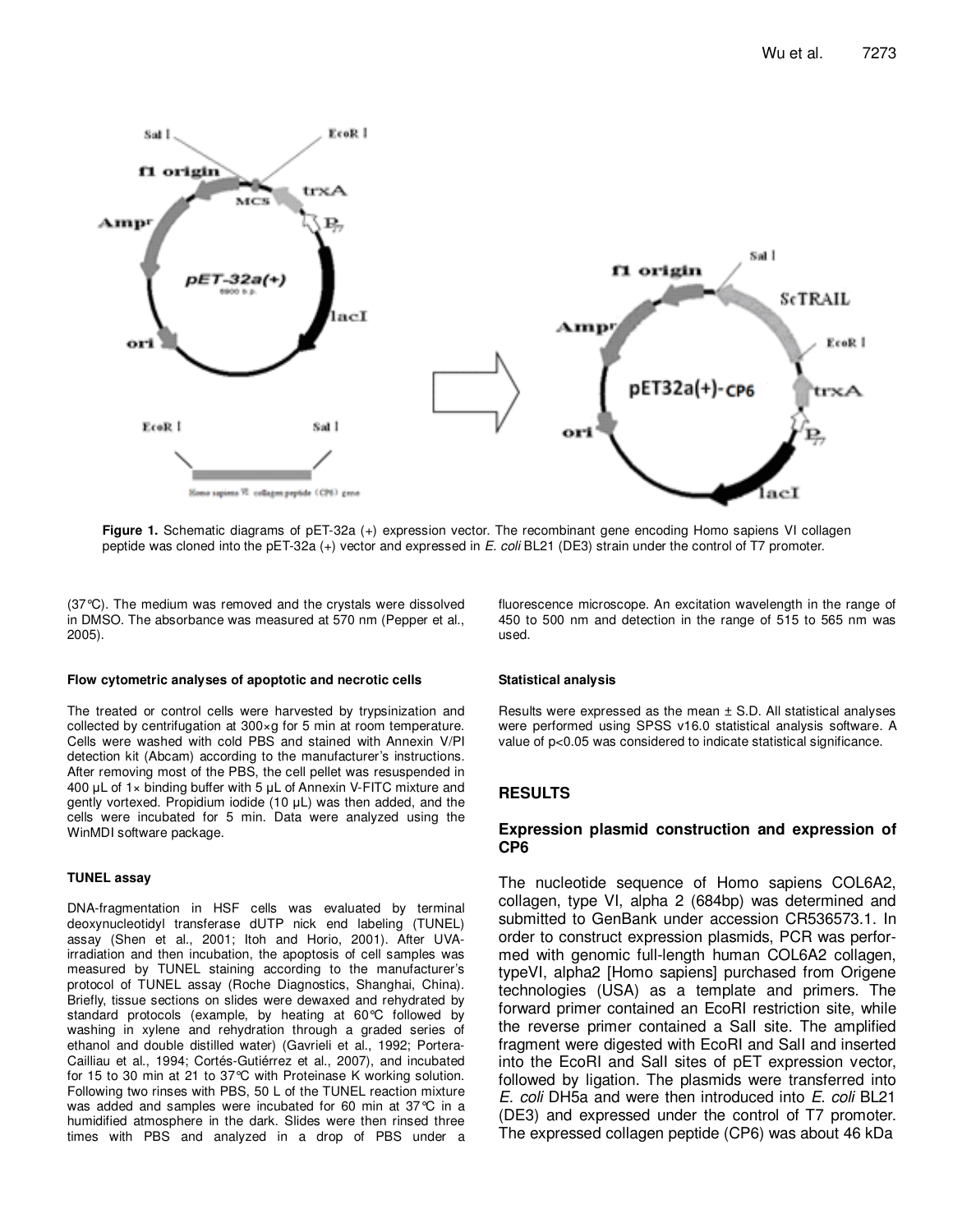**Figure 1.** Schematic diagrams of pET-32a (+) expression vector. The recombinant gene encoding Homo sapiens VI collagen peptide was cloned into the pET-32a (+) vector and expressed in *E. coli* BL21 (DE3) strain under the control of T7 promoter.

(37°C). The medium was removed and the crystals were dissolved in DMSO. The absorbance was measured at 570 nm (Pepper et al., 2005).

#### Flow cytometric analyses of apoptotic and necrotic cells

The treated or control cells were harvested by trypsinization and collected by centrifugation at 300×g for 5 min at room temperature. Cells were washed with cold PBS and stained with Annexin V/PI detection kit (Abcam) according to the manufacturer's instructions. After removing most of the PBS, the cell pellet was resuspended in 400 µL of 1× binding buffer with 5 µL of Annexin V-FITC mixture and gently vortexed. Propidium iodide (10 µL) was then added, and the cells were incubated for 5 min. Data were analyzed using the WinMDI software package.

#### TUNEL assay

DNA-fragmentation in HSF cells was evaluated by terminal deoxynucleotidyl transferase dUTP nick end labeling (TUNEL) assay (Shen et al., 2001; Itoh and Horio, 2001). After UVA-irradiation and then incubation, the apoptosis of cell samples was measured by TUNEL staining according to the manufacturer's protocol of TUNEL assay (Roche Diagnostics, Shanghai, China). Briefly, tissue sections on slides were dewaxed and rehydrated by standard protocols (example, by heating at 60°C followed by washing in xylene and rehydration through a graded series of ethanol and double distilled water) (Gavrieli et al., 1992; Portera-Cailliau et al., 1994; Cortés-Gutiérrez et al., 2007), and incubated for 15 to 30 min at 21 to 37°C with Proteinase K working solution. Following two rinses with PBS, 50 L of the TUNEL reaction mixture was added and samples were incubated for 60 min at 37°C in a humidified atmosphere in the dark. Slides were then rinsed three times with PBS and analyzed in a drop of PBS under a fluorescence microscope. An excitation wavelength in the range of 450 to 500 nm and detection in the range of 515 to 565 nm was used.

#### Statistical analysis

Results were expressed as the mean ± S.D. All statistical analyses were performed using SPSS v16.0 statistical analysis software. A value of $p<0.05$ was considered to indicate statistical significance.

## RESULTS

### Expression plasmid construction and expression of CP6

The nucleotide sequence of Homo sapiens COL6A2, collagen, type VI, alpha 2 (684bp) was determined and submitted to GenBank under accession CR536573.1. In order to construct expression plasmids, PCR was performed with genomic full-length human COL6A2 collagen, typeVI, alpha2 [Homo sapiens] purchased from Origene technologies (USA) as a template and primers. The forward primer contained an EcoRI restriction site, while the reverse primer contained a SalI site. The amplified fragment were digested with EcoRI and SalI and inserted into the EcoRI and SalI sites of pET expression vector, followed by ligation. The plasmids were transferred into *E. coli* DH5a and were then introduced into *E. coli* BL21 (DE3) and expressed under the control of T7 promoter. The expressed collagen peptide (CP6) was about 46 kDa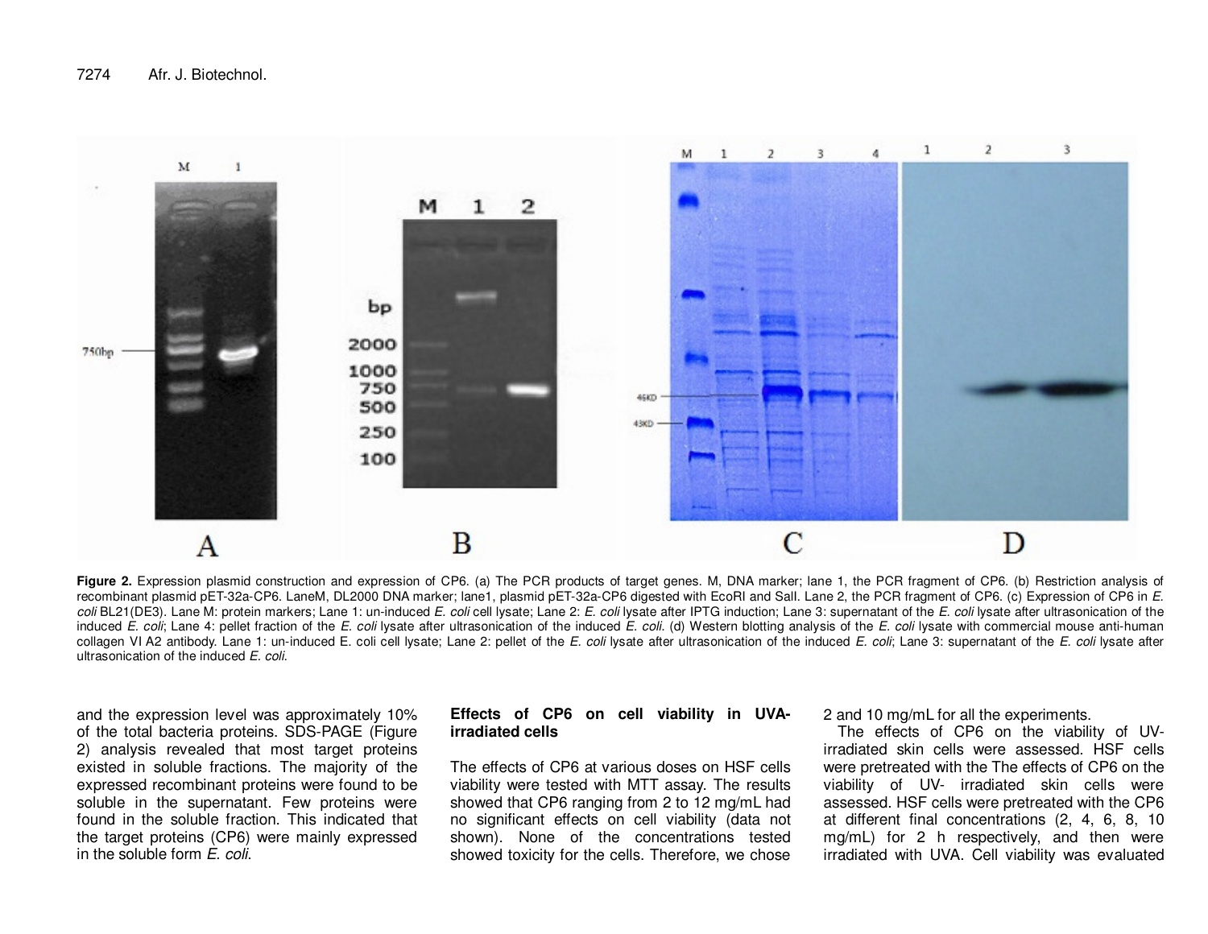Figure 2. Expression plasmid construction and expression of CP6. (a) The PCR products of target genes. M, DNA marker; lane 1, the PCR fragment of CP6. (b) Restriction analysis of recombinant plasmid pET-32a-CP6. LaneM, DL2000 DNA marker; lane1, plasmid pET-32a-CP6 digested with EcoRI and SalI. Lane 2, the PCR fragment of CP6. (c) Expression of CP6 in *E. coli* BL21(DE3). Lane M: protein markers; Lane 1: un-induced *E. coli* cell lysate; Lane 2: *E. coli* lysate after IPTG induction; Lane 3: supernatant of the *E. coli* lysate after ultrasonication of the induced *E. coli*; Lane 4: pellet fraction of the *E. coli* lysate after ultrasonication of the induced *E. coli*. (d) Western blotting analysis of the *E. coli* lysate with commercial mouse anti-human collagen VI A2 antibody. Lane 1: un-induced E. coli cell lysate; Lane 2: pellet of the *E. coli* lysate after ultrasonication of the induced *E. coli*; Lane 3: supernatant of the *E. coli* lysate after ultrasonication of the induced *E. coli*.

and the expression level was approximately 10% of the total bacteria proteins. SDS-PAGE (Figure 2) analysis revealed that most target proteins existed in soluble fractions. The majority of the expressed recombinant proteins were found to be soluble in the supernatant. Few proteins were found in the soluble fraction. This indicated that the target proteins (CP6) were mainly expressed in the soluble form *E. coli*.

## Effects of CP6 on cell viability in UVA-irradiated cells

The effects of CP6 at various doses on HSF cells viability were tested with MTT assay. The results showed that CP6 ranging from 2 to 12 mg/mL had no significant effects on cell viability (data not shown). None of the concentrations tested showed toxicity for the cells. Therefore, we chose 2 and 10 mg/mL for all the experiments.

The effects of CP6 on the viability of UV-irradiated skin cells were assessed. HSF cells were pretreated with the The effects of CP6 on the viability of UV- irradiated skin cells were assessed. HSF cells were pretreated with the CP6 at different final concentrations (2, 4, 6, 8, 10 mg/mL) for 2 h respectively, and then were irradiated with UVA. Cell viability was evaluated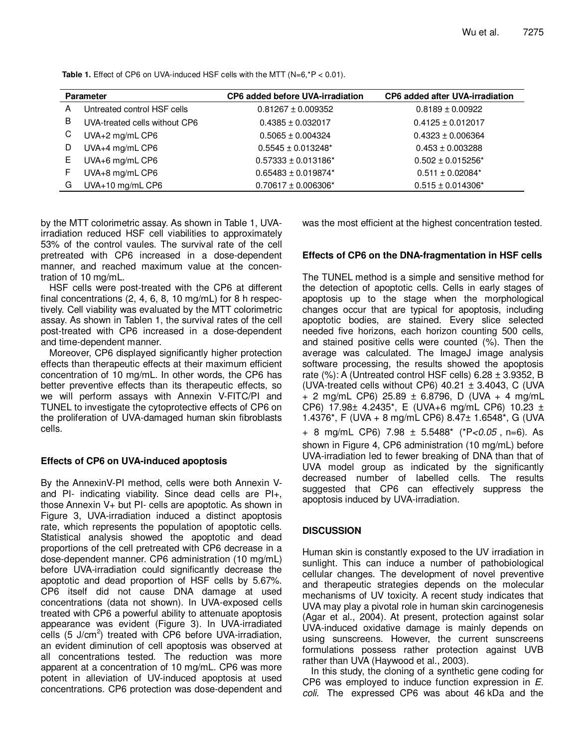**Table 1.** Effect of CP6 on UVA-induced HSF cells with the MTT (N=6,*P < 0.01).

| Parameter | | CP6 added before UVA-irradiation | CP6 added after UVA-irradiation |
|---|---|---|---|
| A | Untreated control HSF cells | 0.81267 ± 0.009352 | 0.8189 ± 0.00922 |
| B | UVA-treated cells without CP6 | 0.4385 ± 0.032017 | 0.4125 ± 0.012017 |
| C | UVA+2 mg/mL CP6 | 0.5065 ± 0.004324 | 0.4323 ± 0.006364 |
| D | UVA+4 mg/mL CP6 | 0.5545 ± 0.013248* | 0.453 ± 0.003288 |
| E | UVA+6 mg/mL CP6 | 0.57333 ± 0.013186* | 0.502 ± 0.015256* |
| F | UVA+8 mg/mL CP6 | 0.65483 ± 0.019874* | 0.511 ± 0.02084* |
| G | UVA+10 mg/mL CP6 | 0.70617 ± 0.006306* | 0.515 ± 0.014306* |

by the MTT colorimetric assay. As shown in Table 1, UVA-irradiation reduced HSF cell viabilities to approximately 53% of the control vaules. The survival rate of the cell pretreated with CP6 increased in a dose-dependent manner, and reached maximum value at the concentration of 10 mg/mL.

HSF cells were post-treated with the CP6 at different final concentrations (2, 4, 6, 8, 10 mg/mL) for 8 h respectively. Cell viability was evaluated by the MTT colorimetric assay. As shown in Tablen 1, the survival rates of the cell post-treated with CP6 increased in a dose-dependent and time-dependent manner.

Moreover, CP6 displayed significantly higher protection effects than therapeutic effects at their maximum efficient concentration of 10 mg/mL. In other words, the CP6 has better preventive effects than its therapeutic effects, so we will perform assays with Annexin V-FITC/PI and TUNEL to investigate the cytoprotective effects of CP6 on the proliferation of UVA-damaged human skin fibroblasts cells.

## Effects of CP6 on UVA-induced apoptosis

By the AnnexinV-PI method, cells were both Annexin V- and PI- indicating viability. Since dead cells are PI+, those Annexin V+ but PI- cells are apoptotic. As shown in Figure 3, UVA-irradiation induced a distinct apoptosis rate, which represents the population of apoptotic cells. Statistical analysis showed the apoptotic and dead proportions of the cell pretreated with CP6 decrease in a dose-dependent manner. CP6 administration (10 mg/mL) before UVA-irradiation could significantly decrease the apoptotic and dead proportion of HSF cells by 5.67%. CP6 itself did not cause DNA damage at used concentrations (data not shown). In UVA-exposed cells treated with CP6 a powerful ability to attenuate apoptosis appearance was evident (Figure 3). In UVA-irradiated cells (5 J/cm$^2$) treated with CP6 before UVA-irradiation, an evident diminution of cell apoptosis was observed at all concentrations tested. The reduction was more apparent at a concentration of 10 mg/mL. CP6 was more potent in alleviation of UV-induced apoptosis at used concentrations. CP6 protection was dose-dependent and was the most efficient at the highest concentration tested.

## Effects of CP6 on the DNA-fragmentation in HSF cells

The TUNEL method is a simple and sensitive method for the detection of apoptotic cells. Cells in early stages of apoptosis up to the stage when the morphological changes occur that are typical for apoptosis, including apoptotic bodies, are stained. Every slice selected needed five horizons, each horizon counting 500 cells, and stained positive cells were counted (%). Then the average was calculated. The ImageJ image analysis software processing, the results showed the apoptosis rate (%): A (Untreated control HSF cells) 6.28 ± 3.9352, B (UVA-treated cells without CP6) 40.21 ± 3.4043, C (UVA + 2 mg/mL CP6) 25.89 ± 6.8796, D (UVA + 4 mg/mL CP6) 17.98± 4.2435*, E (UVA+6 mg/mL CP6) 10.23 ± 1.4376*, F (UVA + 8 mg/mL CP6) 8.47± 1.6548*, G (UVA + 8 mg/mL CP6) 7.98 ± 5.5488* (*P*<0.05*, n=6). As shown in Figure 4, CP6 administration (10 mg/mL) before UVA-irradiation led to fewer breaking of DNA than that of UVA model group as indicated by the significantly decreased number of labelled cells. The results suggested that CP6 can effectively suppress the apoptosis induced by UVA-irradiation.

## DISCUSSION

Human skin is constantly exposed to the UV irradiation in sunlight. This can induce a number of pathobiological cellular changes. The development of novel preventive and therapeutic strategies depends on the molecular mechanisms of UV toxicity. A recent study indicates that UVA may play a pivotal role in human skin carcinogenesis (Agar et al., 2004). At present, protection against solar UVA-induced oxidative damage is mainly depends on using sunscreens. However, the current sunscreens formulations possess rather protection against UVB rather than UVA (Haywood et al., 2003).

In this study, the cloning of a synthetic gene coding for CP6 was employed to induce function expression in *E. coli*. The expressed CP6 was about 46 kDa and the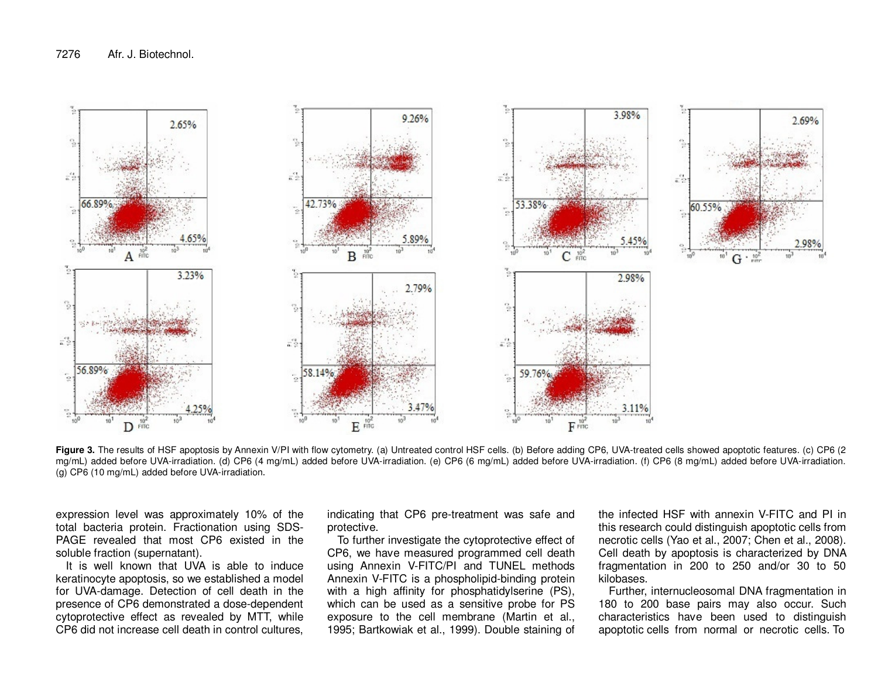**Figure 3.** The results of HSF apoptosis by Annexin V/PI with flow cytometry. (a) Untreated control HSF cells. (b) Before adding CP6, UVA-treated cells showed apoptotic features. (c) CP6 (2 mg/mL) added before UVA-irradiation. (d) CP6 (4 mg/mL) added before UVA-irradiation. (e) CP6 (6 mg/mL) added before UVA-irradiation. (f) CP6 (8 mg/mL) added before UVA-irradiation. (g) CP6 (10 mg/mL) added before UVA-irradiation.

expression level was approximately 10% of the total bacteria protein. Fractionation using SDS-PAGE revealed that most CP6 existed in the soluble fraction (supernatant).

It is well known that UVA is able to induce keratinocyte apoptosis, so we established a model for UVA-damage. Detection of cell death in the presence of CP6 demonstrated a dose-dependent cytoprotective effect as revealed by MTT, while CP6 did not increase cell death in control cultures, indicating that CP6 pre-treatment was safe and protective.

To further investigate the cytoprotective effect of CP6, we have measured programmed cell death using Annexin V-FITC/PI and TUNEL methods Annexin V-FITC is a phospholipid-binding protein with a high affinity for phosphatidylserine (PS), which can be used as a sensitive probe for PS exposure to the cell membrane (Martin et al., 1995; Bartkowiak et al., 1999). Double staining of the infected HSF with annexin V-FITC and PI in this research could distinguish apoptotic cells from necrotic cells (Yao et al., 2007; Chen et al., 2008). Cell death by apoptosis is characterized by DNA fragmentation in 200 to 250 and/or 30 to 50 kilobases.

Further, internucleosomal DNA fragmentation in 180 to 200 base pairs may also occur. Such characteristics have been used to distinguish apoptotic cells from normal or necrotic cells. To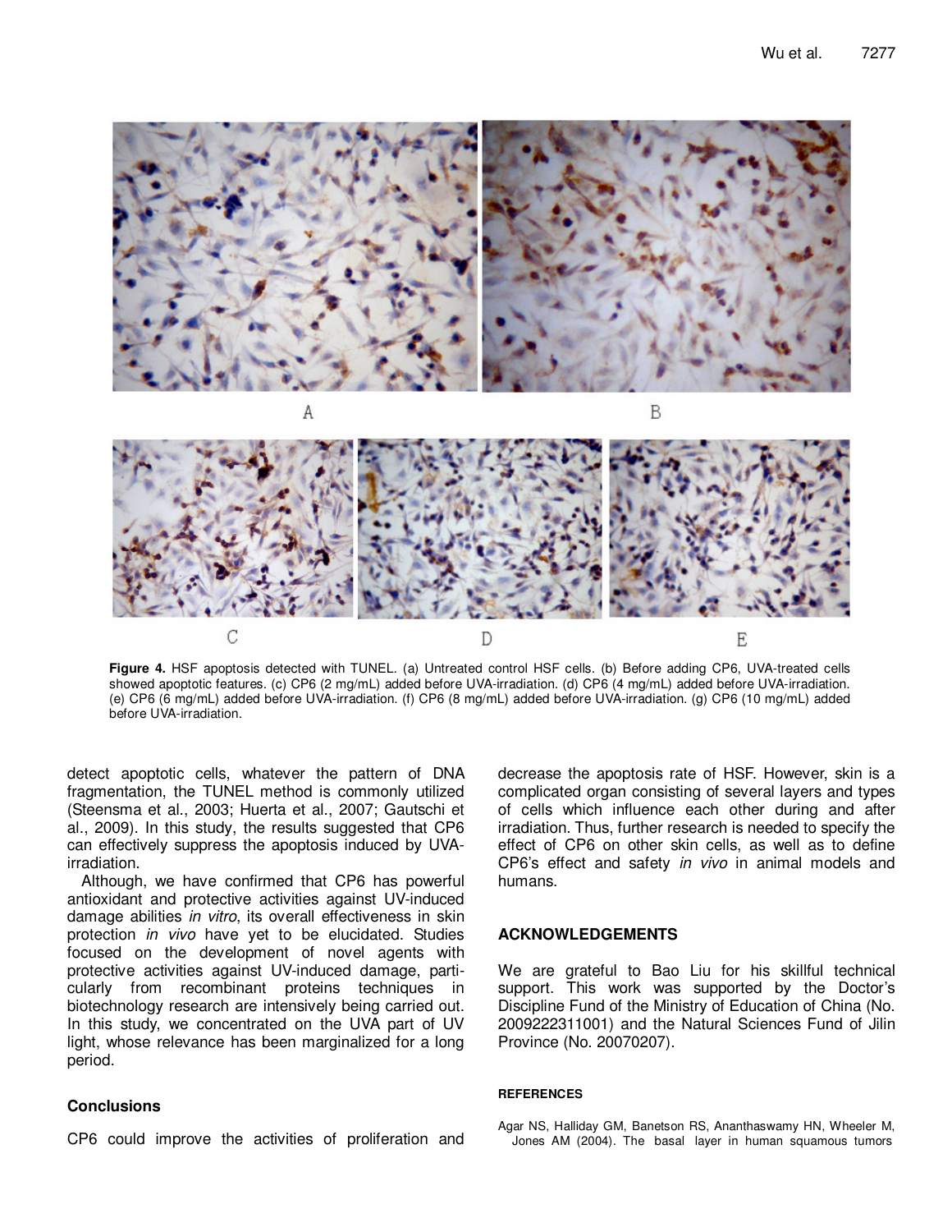Figure 4. HSF apoptosis detected with TUNEL. (a) Untreated control HSF cells. (b) Before adding CP6, UVA-treated cells showed apoptotic features. (c) CP6 (2 mg/mL) added before UVA-irradiation. (d) CP6 (4 mg/mL) added before UVA-irradiation. (e) CP6 (6 mg/mL) added before UVA-irradiation. (f) CP6 (8 mg/mL) added before UVA-irradiation. (g) CP6 (10 mg/mL) added before UVA-irradiation.

detect apoptotic cells, whatever the pattern of DNA fragmentation, the TUNEL method is commonly utilized (Steensma et al., 2003; Huerta et al., 2007; Gautschi et al., 2009). In this study, the results suggested that CP6 can effectively suppress the apoptosis induced by UVA-irradiation.

Although, we have confirmed that CP6 has powerful antioxidant and protective activities against UV-induced damage abilities *in vitro*, its overall effectiveness in skin protection *in vivo* have yet to be elucidated. Studies focused on the development of novel agents with protective activities against UV-induced damage, particularly from recombinant proteins techniques in biotechnology research are intensively being carried out. In this study, we concentrated on the UVA part of UV light, whose relevance has been marginalized for a long period.

## Conclusions

CP6 could improve the activities of proliferation and decrease the apoptosis rate of HSF. However, skin is a complicated organ consisting of several layers and types of cells which influence each other during and after irradiation. Thus, further research is needed to specify the effect of CP6 on other skin cells, as well as to define CP6's effect and safety *in vivo* in animal models and humans.

## ACKNOWLEDGEMENTS

We are grateful to Bao Liu for his skillful technical support. This work was supported by the Doctor's Discipline Fund of the Ministry of Education of China (No. 2009222311001) and the Natural Sciences Fund of Jilin Province (No. 20070207).

## REFERENCES

Agar NS, Halliday GM, Banetson RS, Ananthaswamy HN, Wheeler M, Jones AM (2004). The basal layer in human squamous tumors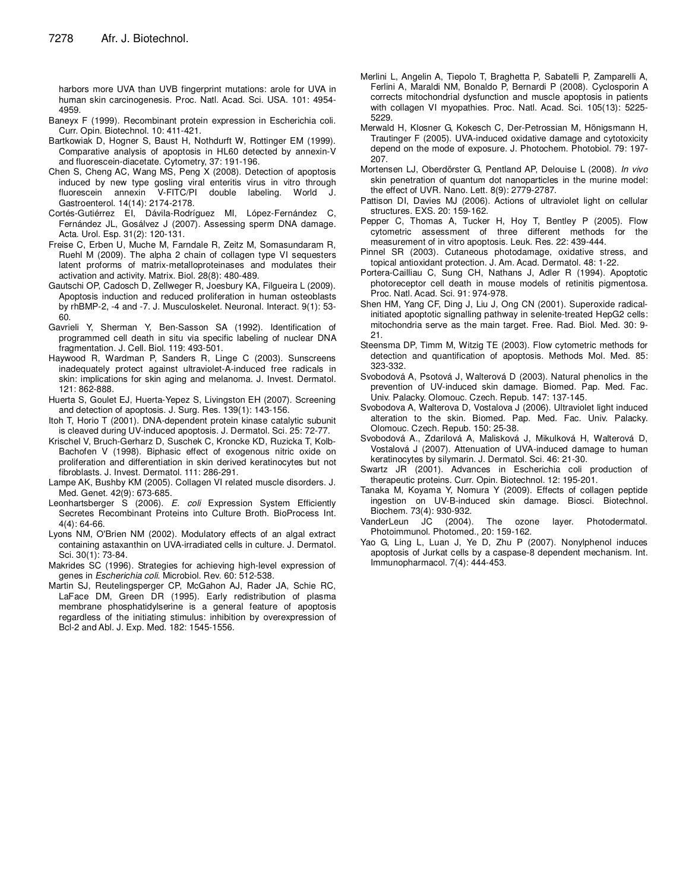harbors more UVA than UVB fingerprint mutations: arole for UVA in human skin carcinogenesis. Proc. Natl. Acad. Sci. USA. 101: 4954-4959.

Baneyx F (1999). Recombinant protein expression in Escherichia coli. Curr. Opin. Biotechnol. 10: 411-421.

Bartkowiak D, Hogner S, Baust H, Nothdurft W, Rottinger EM (1999). Comparative analysis of apoptosis in HL60 detected by annexin-V and fluorescein-diacetate. Cytometry, 37: 191-196.

Chen S, Cheng AC, Wang MS, Peng X (2008). Detection of apoptosis induced by new type gosling viral enteritis virus in vitro through fluorescein annexin V-FITC/PI double labeling. World J. Gastroenterol. 14(14): 2174-2178.

Cortés-Gutiérrez EI, Dávila-Rodríguez MI, López-Fernández C, Fernández JL, Gosálvez J (2007). Assessing sperm DNA damage. Acta. Urol. Esp. 31(2): 120-131.

Freise C, Erben U, Muche M, Farndale R, Zeitz M, Somasundaram R, Ruehl M (2009). The alpha 2 chain of collagen type VI sequesters latent proforms of matrix-metalloproteinases and modulates their activation and activity. Matrix. Biol. 28(8): 480-489.

Gautschi OP, Cadosch D, Zellweger R, Joesbury KA, Filgueira L (2009). Apoptosis induction and reduced proliferation in human osteoblasts by rhBMP-2, -4 and -7. J. Musculoskelet. Neuronal. Interact. 9(1): 53-60.

Gavrieli Y, Sherman Y, Ben-Sasson SA (1992). Identification of programmed cell death in situ via specific labeling of nuclear DNA fragmentation. J. Cell. Biol. 119: 493-501.

Haywood R, Wardman P, Sanders R, Linge C (2003). Sunscreens inadequately protect against ultraviolet-A-induced free radicals in skin: implications for skin aging and melanoma. J. Invest. Dermatol. 121: 862-888.

Huerta S, Goulet EJ, Huerta-Yepez S, Livingston EH (2007). Screening and detection of apoptosis. J. Surg. Res. 139(1): 143-156.

Itoh T, Horio T (2001). DNA-dependent protein kinase catalytic subunit is cleaved during UV-induced apoptosis. J. Dermatol. Sci. 25: 72-77.

Krischel V, Bruch-Gerharz D, Suschek C, Kroncke KD, Ruzicka T, Kolb-Bachofen V (1998). Biphasic effect of exogenous nitric oxide on proliferation and differentiation in skin derived keratinocytes but not fibroblasts. J. Invest. Dermatol. 111: 286-291.

Lampe AK, Bushby KM (2005). Collagen VI related muscle disorders. J. Med. Genet. 42(9): 673-685.

Leonhartsberger S (2006). *E. coli* Expression System Efficiently Secretes Recombinant Proteins into Culture Broth. BioProcess Int. 4(4): 64-66.

Lyons NM, O'Brien NM (2002). Modulatory effects of an algal extract containing astaxanthin on UVA-irradiated cells in culture. J. Dermatol. Sci. 30(1): 73-84.

Makrides SC (1996). Strategies for achieving high-level expression of genes in *Escherichia coli*. Microbiol. Rev. 60: 512-538.

Martin SJ, Reutelingsperger CP, McGahon AJ, Rader JA, Schie RC, LaFace DM, Green DR (1995). Early redistribution of plasma membrane phosphatidylserine is a general feature of apoptosis regardless of the initiating stimulus: inhibition by overexpression of Bcl-2 and Abl. J. Exp. Med. 182: 1545-1556.

Merlini L, Angelin A, Tiepolo T, Braghetta P, Sabatelli P, Zamparelli A, Ferlini A, Maraldi NM, Bonaldo P, Bernardi P (2008). Cyclosporin A corrects mitochondrial dysfunction and muscle apoptosis in patients with collagen VI myopathies. Proc. Natl. Acad. Sci. 105(13): 5225-5229.

Merwald H, Klosner G, Kokesch C, Der-Petrossian M, Hönigsmann H, Trautinger F (2005). UVA-induced oxidative damage and cytotoxicity depend on the mode of exposure. J. Photochem. Photobiol. 79: 197-207.

Mortensen LJ, Oberdörster G, Pentland AP, Delouise L (2008). *In vivo* skin penetration of quantum dot nanoparticles in the murine model: the effect of UVR. Nano. Lett. 8(9): 2779-2787.

Pattison DI, Davies MJ (2006). Actions of ultraviolet light on cellular structures. EXS. 20: 159-162.

Pepper C, Thomas A, Tucker H, Hoy T, Bentley P (2005). Flow cytometric assessment of three different methods for the measurement of in vitro apoptosis. Leuk. Res. 22: 439-444.

Pinnel SR (2003). Cutaneous photodamage, oxidative stress, and topical antioxidant protection. J. Am. Acad. Dermatol. 48: 1-22.

Portera-Cailliau C, Sung CH, Nathans J, Adler R (1994). Apoptotic photoreceptor cell death in mouse models of retinitis pigmentosa. Proc. Natl. Acad. Sci. 91: 974-978.

Shen HM, Yang CF, Ding J, Liu J, Ong CN (2001). Superoxide radical-initiated apoptotic signalling pathway in selenite-treated HepG2 cells: mitochondria serve as the main target. Free. Rad. Biol. Med. 30: 9-21.

Steensma DP, Timm M, Witzig TE (2003). Flow cytometric methods for detection and quantification of apoptosis. Methods Mol. Med. 85: 323-332.

Svobodová A, Psotová J, Walterová D (2003). Natural phenolics in the prevention of UV-induced skin damage. Biomed. Pap. Med. Fac. Univ. Palacky. Olomouc. Czech. Repub. 147: 137-145.

Svobodova A, Walterova D, Vostalova J (2006). Ultraviolet light induced alteration to the skin. Biomed. Pap. Med. Fac. Univ. Palacky. Olomouc. Czech. Repub. 150: 25-38.

Svobodová A., Zdarilová A, Malisková J, Mikulková H, Walterová D, Vostalová J (2007). Attenuation of UVA-induced damage to human keratinocytes by silymarin. J. Dermatol. Sci. 46: 21-30.

Swartz JR (2001). Advances in Escherichia coli production of therapeutic proteins. Curr. Opin. Biotechnol. 12: 195-201.

Tanaka M, Koyama Y, Nomura Y (2009). Effects of collagen peptide ingestion on UV-B-induced skin damage. Biosci. Biotechnol. Biochem. 73(4): 930-932.

VanderLeun JC (2004). The ozone layer. Photodermatol. Photoimmunol. Photomed., 20: 159-162.

Yao G, Ling L, Luan J, Ye D, Zhu P (2007). Nonylphenol induces apoptosis of Jurkat cells by a caspase-8 dependent mechanism. Int. Immunopharmacol. 7(4): 444-453.